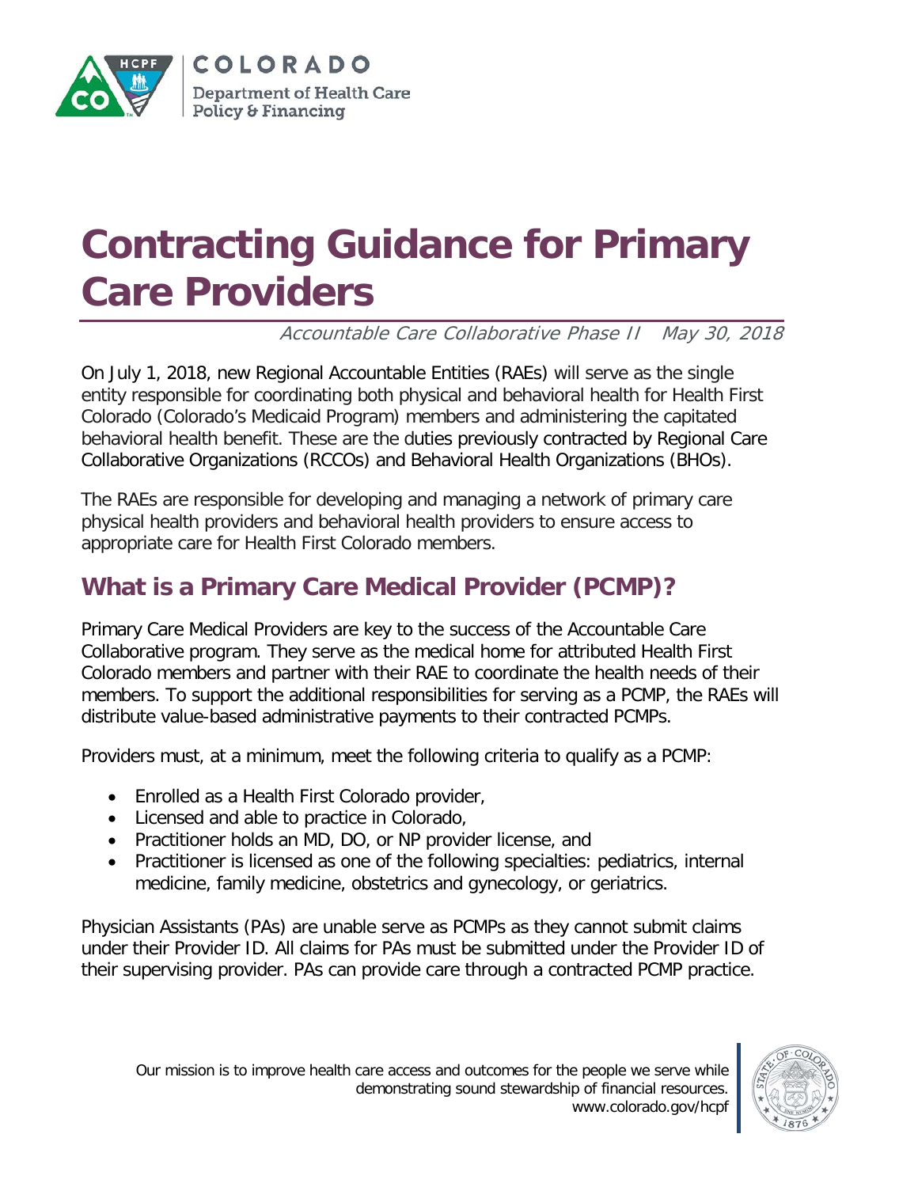COLORADO
Department of Health Care Policy & Financing

# Contracting Guidance for Primary Care Providers

*Accountable Care Collaborative Phase II May 30, 2018*

On July 1, 2018, new Regional Accountable Entities (RAEs) will serve as the single entity responsible for coordinating both physical and behavioral health for Health First Colorado (Colorado's Medicaid Program) members and administering the capitated behavioral health benefit. These are the duties previously contracted by Regional Care Collaborative Organizations (RCCOs) and Behavioral Health Organizations (BHOs).

The RAEs are responsible for developing and managing a network of primary care physical health providers and behavioral health providers to ensure access to appropriate care for Health First Colorado members.

## What is a Primary Care Medical Provider (PCMP)?

Primary Care Medical Providers are key to the success of the Accountable Care Collaborative program. They serve as the medical home for attributed Health First Colorado members and partner with their RAE to coordinate the health needs of their members. To support the additional responsibilities for serving as a PCMP, the RAEs will distribute value-based administrative payments to their contracted PCMPs.

Providers must, at a minimum, meet the following criteria to qualify as a PCMP:

- Enrolled as a Health First Colorado provider,
- Licensed and able to practice in Colorado,
- Practitioner holds an MD, DO, or NP provider license, and
- Practitioner is licensed as one of the following specialties: pediatrics, internal medicine, family medicine, obstetrics and gynecology, or geriatrics.

Physician Assistants (PAs) are unable serve as PCMPs as they cannot submit claims under their Provider ID. All claims for PAs must be submitted under the Provider ID of their supervising provider. PAs can provide care through a contracted PCMP practice.

Our mission is to improve health care access and outcomes for the people we serve while demonstrating sound stewardship of financial resources.
www.colorado.gov/hcpf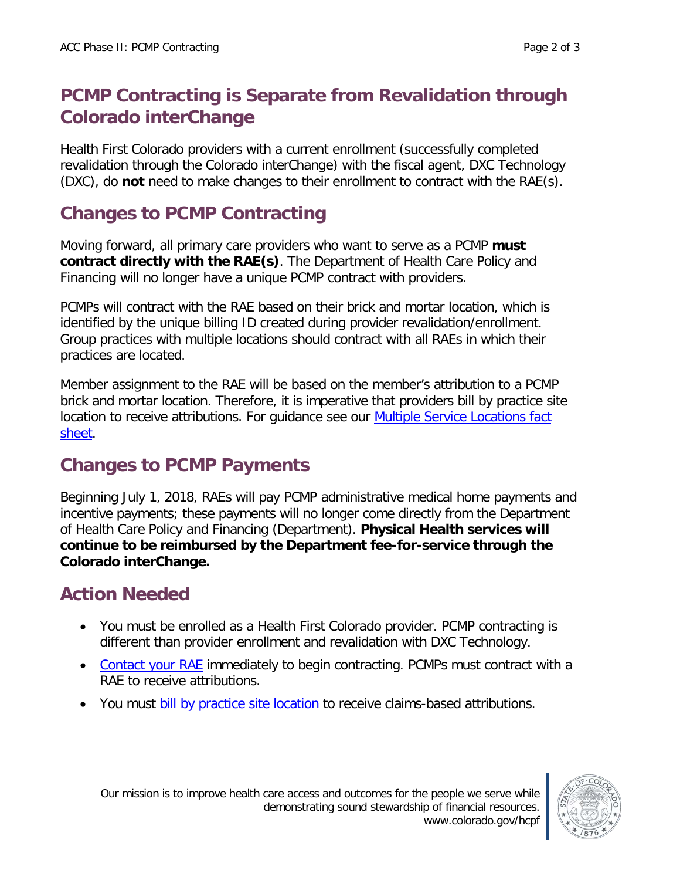## PCMP Contracting is Separate from Revalidation through Colorado interChange

Health First Colorado providers with a current enrollment (successfully completed revalidation through the Colorado interChange) with the fiscal agent, DXC Technology (DXC), do **not** need to make changes to their enrollment to contract with the RAE(s).

## Changes to PCMP Contracting

Moving forward, all primary care providers who want to serve as a PCMP **must contract directly with the RAE(s)**. The Department of Health Care Policy and Financing will no longer have a unique PCMP contract with providers.

PCMPs will contract with the RAE based on their brick and mortar location, which is identified by the unique billing ID created during provider revalidation/enrollment. Group practices with multiple locations should contract with all RAEs in which their practices are located.

Member assignment to the RAE will be based on the member's attribution to a PCMP brick and mortar location. Therefore, it is imperative that providers bill by practice site location to receive attributions. For guidance see our Multiple Service Locations fact sheet.

## Changes to PCMP Payments

Beginning July 1, 2018, RAEs will pay PCMP administrative medical home payments and incentive payments; these payments will no longer come directly from the Department of Health Care Policy and Financing (Department). **Physical Health services will continue to be reimbursed by the Department fee-for-service through the Colorado interChange.**

## Action Needed

- You must be enrolled as a Health First Colorado provider. PCMP contracting is different than provider enrollment and revalidation with DXC Technology.
- Contact your RAE immediately to begin contracting. PCMPs must contract with a RAE to receive attributions.
- You must bill by practice site location to receive claims-based attributions.

Our mission is to improve health care access and outcomes for the people we serve while demonstrating sound stewardship of financial resources.
www.colorado.gov/hcpf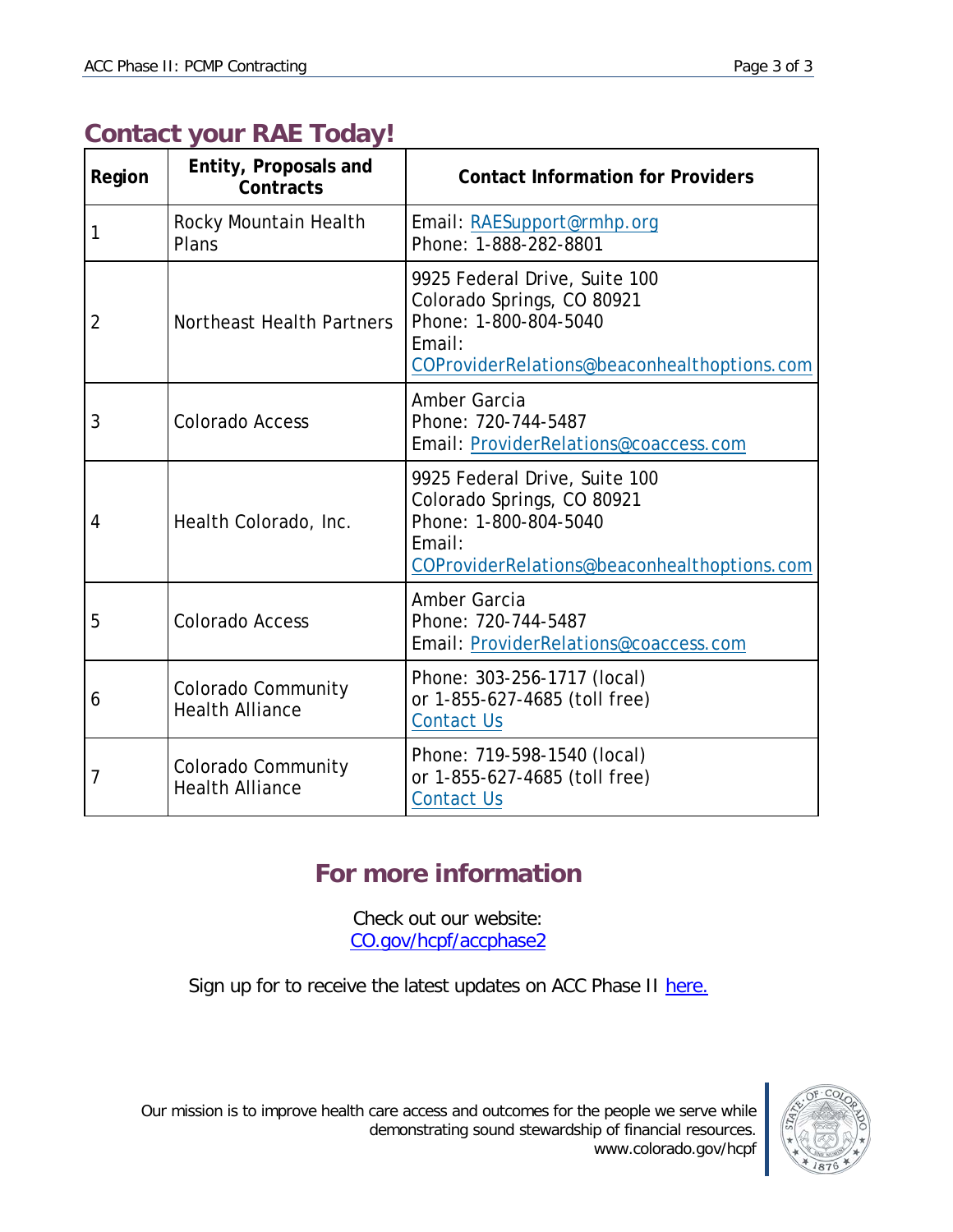## Contact your RAE Today!

| Region | Entity, Proposals and Contracts | Contact Information for Providers |
|---|---|---|
| 1 | Rocky Mountain Health Plans | Email: RAESupport@rmhp.org<br>Phone: 1-888-282-8801 |
| 2 | Northeast Health Partners | 9925 Federal Drive, Suite 100<br>Colorado Springs, CO 80921<br>Phone: 1-800-804-5040<br>Email: COProviderRelations@beaconhealthoptions.com |
| 3 | Colorado Access | Amber Garcia<br>Phone: 720-744-5487<br>Email: ProviderRelations@coaccess.com |
| 4 | Health Colorado, Inc. | 9925 Federal Drive, Suite 100<br>Colorado Springs, CO 80921<br>Phone: 1-800-804-5040<br>Email: COProviderRelations@beaconhealthoptions.com |
| 5 | Colorado Access | Amber Garcia<br>Phone: 720-744-5487<br>Email: ProviderRelations@coaccess.com |
| 6 | Colorado Community Health Alliance | Phone: 303-256-1717 (local)<br>or 1-855-627-4685 (toll free)<br>Contact Us |
| 7 | Colorado Community Health Alliance | Phone: 719-598-1540 (local)<br>or 1-855-627-4685 (toll free)<br>Contact Us |

## For more information

Check out our website:
CO.gov/hcpf/accphase2

Sign up for to receive the latest updates on ACC Phase II here.

Our mission is to improve health care access and outcomes for the people we serve while demonstrating sound stewardship of financial resources.
www.colorado.gov/hcpf